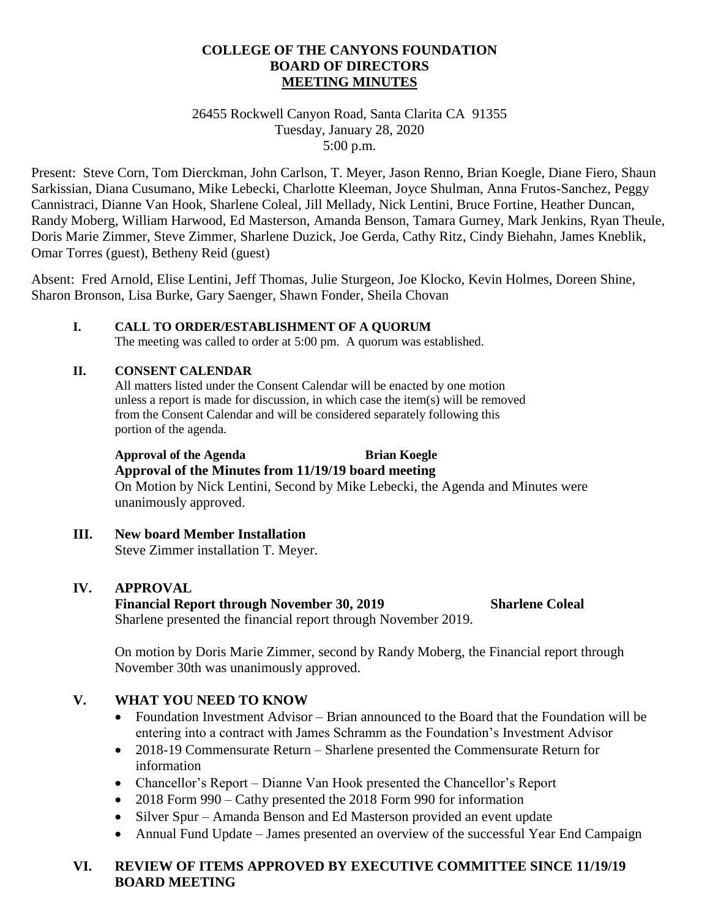# COLLEGE OF THE CANYONS FOUNDATION
# BOARD OF DIRECTORS
# MEETING MINUTES

26455 Rockwell Canyon Road, Santa Clarita CA 91355
Tuesday, January 28, 2020
5:00 p.m.

Present: Steve Corn, Tom Dierckman, John Carlson, T. Meyer, Jason Renno, Brian Koegle, Diane Fiero, Shaun Sarkissian, Diana Cusumano, Mike Lebecki, Charlotte Kleeman, Joyce Shulman, Anna Frutos-Sanchez, Peggy Cannistraci, Dianne Van Hook, Sharlene Coleal, Jill Mellady, Nick Lentini, Bruce Fortine, Heather Duncan, Randy Moberg, William Harwood, Ed Masterson, Amanda Benson, Tamara Gurney, Mark Jenkins, Ryan Theule, Doris Marie Zimmer, Steve Zimmer, Sharlene Duzick, Joe Gerda, Cathy Ritz, Cindy Biehahn, James Kneblik, Omar Torres (guest), Betheny Reid (guest)

Absent: Fred Arnold, Elise Lentini, Jeff Thomas, Julie Sturgeon, Joe Klocko, Kevin Holmes, Doreen Shine, Sharon Bronson, Lisa Burke, Gary Saenger, Shawn Fonder, Sheila Chovan

## I. CALL TO ORDER/ESTABLISHMENT OF A QUORUM

The meeting was called to order at 5:00 pm. A quorum was established.

## II. CONSENT CALENDAR

All matters listed under the Consent Calendar will be enacted by one motion unless a report is made for discussion, in which case the item(s) will be removed from the Consent Calendar and will be considered separately following this portion of the agenda.

**Approval of the Agenda** — **Brian Koegle**

**Approval of the Minutes from 11/19/19 board meeting**

On Motion by Nick Lentini, Second by Mike Lebecki, the Agenda and Minutes were unanimously approved.

## III. New board Member Installation

Steve Zimmer installation T. Meyer.

## IV. APPROVAL

**Financial Report through November 30, 2019** — **Sharlene Coleal**

Sharlene presented the financial report through November 2019.

On motion by Doris Marie Zimmer, second by Randy Moberg, the Financial report through November 30th was unanimously approved.

## V. WHAT YOU NEED TO KNOW

- Foundation Investment Advisor – Brian announced to the Board that the Foundation will be entering into a contract with James Schramm as the Foundation's Investment Advisor
- 2018-19 Commensurate Return – Sharlene presented the Commensurate Return for information
- Chancellor's Report – Dianne Van Hook presented the Chancellor's Report
- 2018 Form 990 – Cathy presented the 2018 Form 990 for information
- Silver Spur – Amanda Benson and Ed Masterson provided an event update
- Annual Fund Update – James presented an overview of the successful Year End Campaign

## VI. REVIEW OF ITEMS APPROVED BY EXECUTIVE COMMITTEE SINCE 11/19/19 BOARD MEETING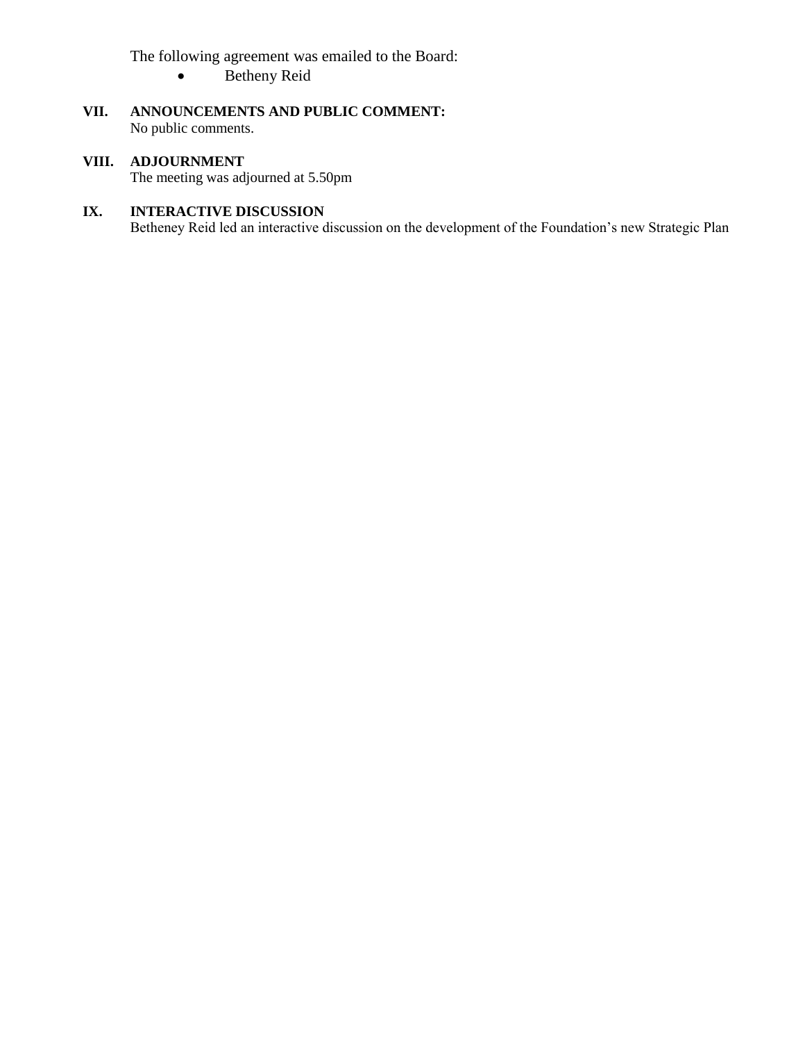The following agreement was emailed to the Board:

- Betheny Reid

## VII. ANNOUNCEMENTS AND PUBLIC COMMENT:

No public comments.

## VIII. ADJOURNMENT

The meeting was adjourned at 5.50pm

## IX. INTERACTIVE DISCUSSION

Betheney Reid led an interactive discussion on the development of the Foundation's new Strategic Plan